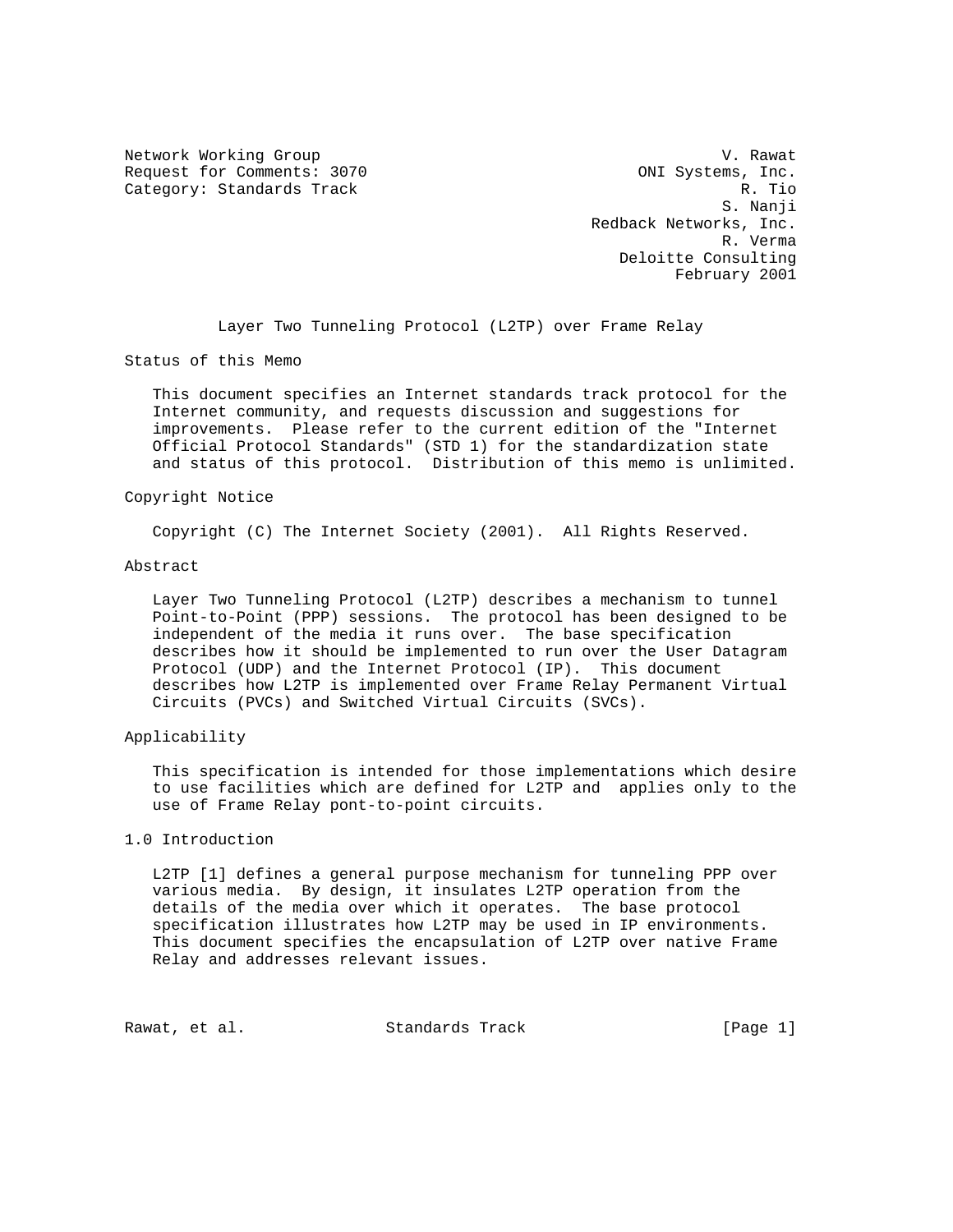Network Working Group                                           V. Rawat
Request for Comments: 3070                            ONI Systems, Inc.
Category: Standards Track                                         R. Tio
                                                                S. Nanji
                                                   Redback Networks, Inc.
                                                                R. Verma
                                                      Deloitte Consulting
                                                            February 2001

# Layer Two Tunneling Protocol (L2TP) over Frame Relay

## Status of this Memo

This document specifies an Internet standards track protocol for the Internet community, and requests discussion and suggestions for improvements. Please refer to the current edition of the "Internet Official Protocol Standards" (STD 1) for the standardization state and status of this protocol. Distribution of this memo is unlimited.

## Copyright Notice

Copyright (C) The Internet Society (2001). All Rights Reserved.

## Abstract

Layer Two Tunneling Protocol (L2TP) describes a mechanism to tunnel Point-to-Point (PPP) sessions. The protocol has been designed to be independent of the media it runs over. The base specification describes how it should be implemented to run over the User Datagram Protocol (UDP) and the Internet Protocol (IP). This document describes how L2TP is implemented over Frame Relay Permanent Virtual Circuits (PVCs) and Switched Virtual Circuits (SVCs).

## Applicability

This specification is intended for those implementations which desire to use facilities which are defined for L2TP and applies only to the use of Frame Relay pont-to-point circuits.

## 1.0 Introduction

L2TP [1] defines a general purpose mechanism for tunneling PPP over various media. By design, it insulates L2TP operation from the details of the media over which it operates. The base protocol specification illustrates how L2TP may be used in IP environments. This document specifies the encapsulation of L2TP over native Frame Relay and addresses relevant issues.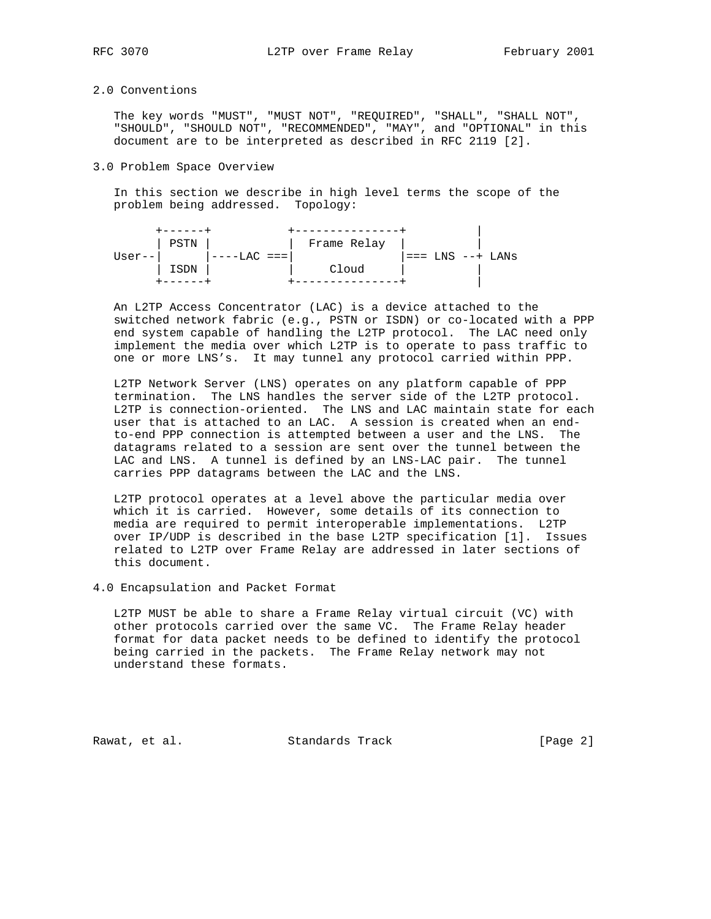## 2.0 Conventions

The key words "MUST", "MUST NOT", "REQUIRED", "SHALL", "SHALL NOT", "SHOULD", "SHOULD NOT", "RECOMMENDED", "MAY", and "OPTIONAL" in this document are to be interpreted as described in RFC 2119 [2].

## 3.0 Problem Space Overview

In this section we describe in high level terms the scope of the problem being addressed. Topology:

```
      +------+           +---------------+          |
      | PSTN |           |  Frame Relay  |          |
User--|      |----LAC ===|               |=== LNS --+ LANs
      | ISDN |           |     Cloud     |          |
      +------+           +---------------+          |
```

An L2TP Access Concentrator (LAC) is a device attached to the switched network fabric (e.g., PSTN or ISDN) or co-located with a PPP end system capable of handling the L2TP protocol. The LAC need only implement the media over which L2TP is to operate to pass traffic to one or more LNS's. It may tunnel any protocol carried within PPP.

L2TP Network Server (LNS) operates on any platform capable of PPP termination. The LNS handles the server side of the L2TP protocol. L2TP is connection-oriented. The LNS and LAC maintain state for each user that is attached to an LAC. A session is created when an end-to-end PPP connection is attempted between a user and the LNS. The datagrams related to a session are sent over the tunnel between the LAC and LNS. A tunnel is defined by an LNS-LAC pair. The tunnel carries PPP datagrams between the LAC and the LNS.

L2TP protocol operates at a level above the particular media over which it is carried. However, some details of its connection to media are required to permit interoperable implementations. L2TP over IP/UDP is described in the base L2TP specification [1]. Issues related to L2TP over Frame Relay are addressed in later sections of this document.

## 4.0 Encapsulation and Packet Format

L2TP MUST be able to share a Frame Relay virtual circuit (VC) with other protocols carried over the same VC. The Frame Relay header format for data packet needs to be defined to identify the protocol being carried in the packets. The Frame Relay network may not understand these formats.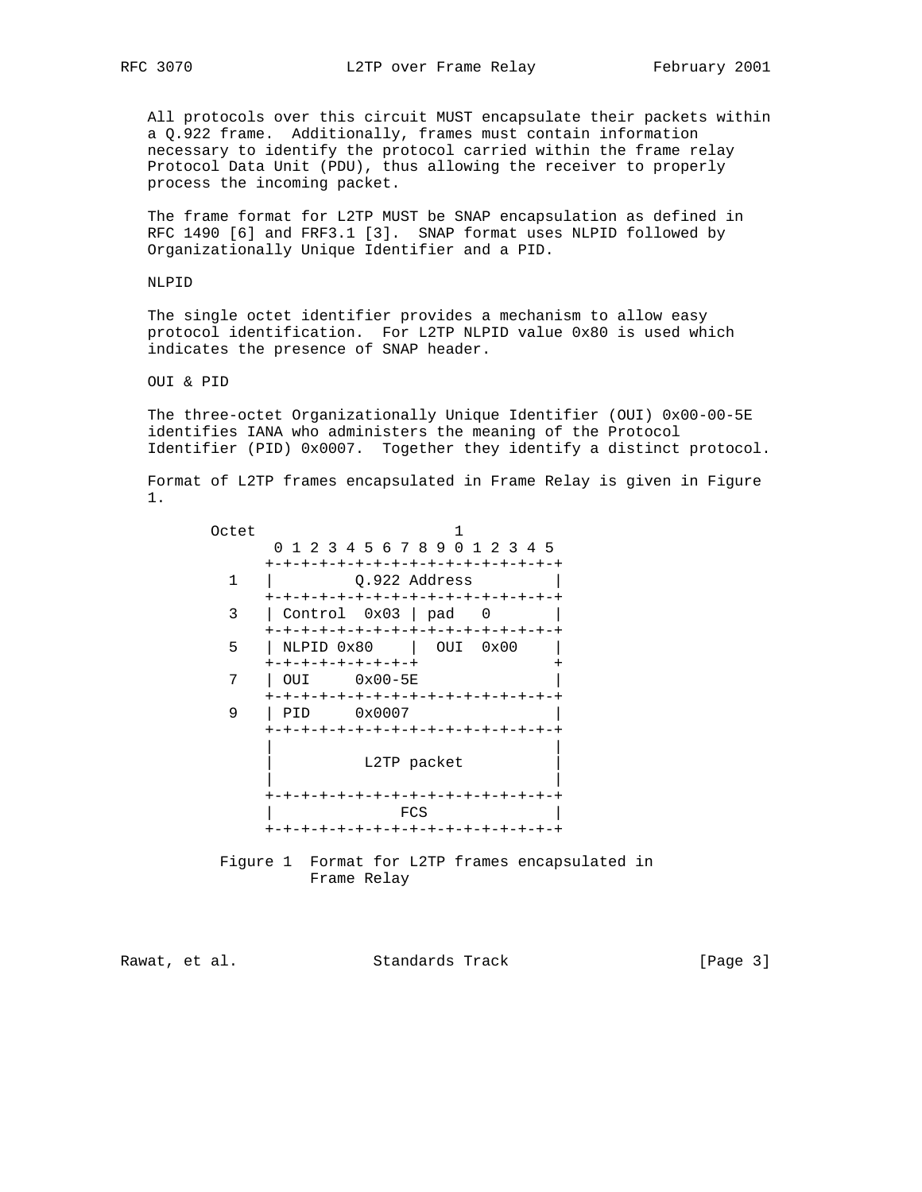All protocols over this circuit MUST encapsulate their packets within a Q.922 frame. Additionally, frames must contain information necessary to identify the protocol carried within the frame relay Protocol Data Unit (PDU), thus allowing the receiver to properly process the incoming packet.

The frame format for L2TP MUST be SNAP encapsulation as defined in RFC 1490 [6] and FRF3.1 [3]. SNAP format uses NLPID followed by Organizationally Unique Identifier and a PID.

NLPID

The single octet identifier provides a mechanism to allow easy protocol identification. For L2TP NLPID value 0x80 is used which indicates the presence of SNAP header.

OUI & PID

The three-octet Organizationally Unique Identifier (OUI) 0x00-00-5E identifies IANA who administers the meaning of the Protocol Identifier (PID) 0x0007. Together they identify a distinct protocol.

Format of L2TP frames encapsulated in Frame Relay is given in Figure 1.

```
       Octet                   1
             0 1 2 3 4 5 6 7 8 9 0 1 2 3 4 5
            +-+-+-+-+-+-+-+-+-+-+-+-+-+-+-+-+
         1  |         Q.922 Address         |
            +-+-+-+-+-+-+-+-+-+-+-+-+-+-+-+-+
         3  | Control  0x03 | pad   0       |
            +-+-+-+-+-+-+-+-+-+-+-+-+-+-+-+-+
         5  | NLPID 0x80    |  OUI  0x00    |
            +-+-+-+-+-+-+-+-+               +
         7  | OUI     0x00-5E               |
            +-+-+-+-+-+-+-+-+-+-+-+-+-+-+-+-+
         9  | PID     0x0007                |
            +-+-+-+-+-+-+-+-+-+-+-+-+-+-+-+-+
            |                               |
            |          L2TP packet          |
            |                               |
            +-+-+-+-+-+-+-+-+-+-+-+-+-+-+-+-+
            |              FCS              |
            +-+-+-+-+-+-+-+-+-+-+-+-+-+-+-+-+
```

Figure 1 Format for L2TP frames encapsulated in Frame Relay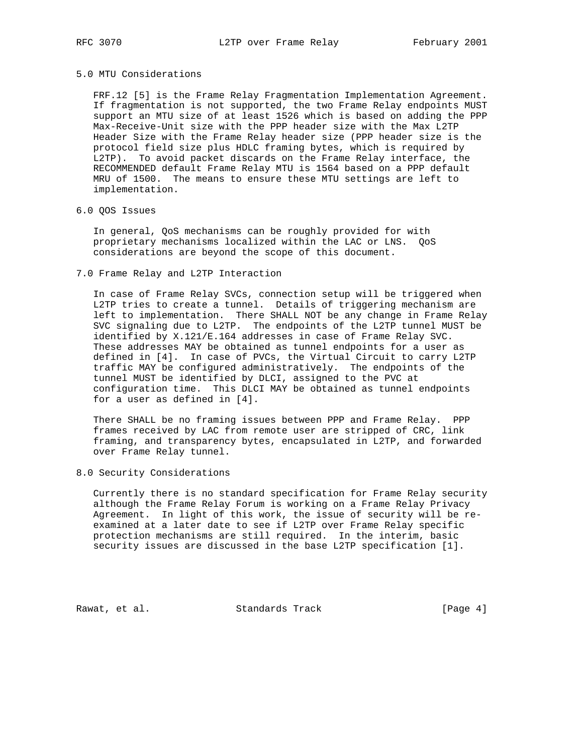## 5.0 MTU Considerations

FRF.12 [5] is the Frame Relay Fragmentation Implementation Agreement. If fragmentation is not supported, the two Frame Relay endpoints MUST support an MTU size of at least 1526 which is based on adding the PPP Max-Receive-Unit size with the PPP header size with the Max L2TP Header Size with the Frame Relay header size (PPP header size is the protocol field size plus HDLC framing bytes, which is required by L2TP). To avoid packet discards on the Frame Relay interface, the RECOMMENDED default Frame Relay MTU is 1564 based on a PPP default MRU of 1500. The means to ensure these MTU settings are left to implementation.

## 6.0 QOS Issues

In general, QoS mechanisms can be roughly provided for with proprietary mechanisms localized within the LAC or LNS. QoS considerations are beyond the scope of this document.

## 7.0 Frame Relay and L2TP Interaction

In case of Frame Relay SVCs, connection setup will be triggered when L2TP tries to create a tunnel. Details of triggering mechanism are left to implementation. There SHALL NOT be any change in Frame Relay SVC signaling due to L2TP. The endpoints of the L2TP tunnel MUST be identified by X.121/E.164 addresses in case of Frame Relay SVC. These addresses MAY be obtained as tunnel endpoints for a user as defined in [4]. In case of PVCs, the Virtual Circuit to carry L2TP traffic MAY be configured administratively. The endpoints of the tunnel MUST be identified by DLCI, assigned to the PVC at configuration time. This DLCI MAY be obtained as tunnel endpoints for a user as defined in [4].

There SHALL be no framing issues between PPP and Frame Relay. PPP frames received by LAC from remote user are stripped of CRC, link framing, and transparency bytes, encapsulated in L2TP, and forwarded over Frame Relay tunnel.

## 8.0 Security Considerations

Currently there is no standard specification for Frame Relay security although the Frame Relay Forum is working on a Frame Relay Privacy Agreement. In light of this work, the issue of security will be re-examined at a later date to see if L2TP over Frame Relay specific protection mechanisms are still required. In the interim, basic security issues are discussed in the base L2TP specification [1].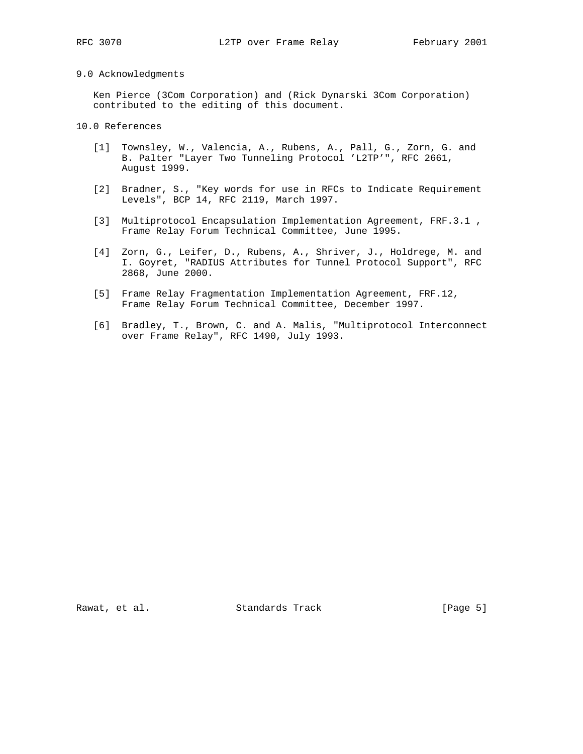## 9.0 Acknowledgments

Ken Pierce (3Com Corporation) and (Rick Dynarski 3Com Corporation) contributed to the editing of this document.

## 10.0 References

[1] Townsley, W., Valencia, A., Rubens, A., Pall, G., Zorn, G. and B. Palter "Layer Two Tunneling Protocol 'L2TP'", RFC 2661, August 1999.

[2] Bradner, S., "Key words for use in RFCs to Indicate Requirement Levels", BCP 14, RFC 2119, March 1997.

[3] Multiprotocol Encapsulation Implementation Agreement, FRF.3.1 , Frame Relay Forum Technical Committee, June 1995.

[4] Zorn, G., Leifer, D., Rubens, A., Shriver, J., Holdrege, M. and I. Goyret, "RADIUS Attributes for Tunnel Protocol Support", RFC 2868, June 2000.

[5] Frame Relay Fragmentation Implementation Agreement, FRF.12, Frame Relay Forum Technical Committee, December 1997.

[6] Bradley, T., Brown, C. and A. Malis, "Multiprotocol Interconnect over Frame Relay", RFC 1490, July 1993.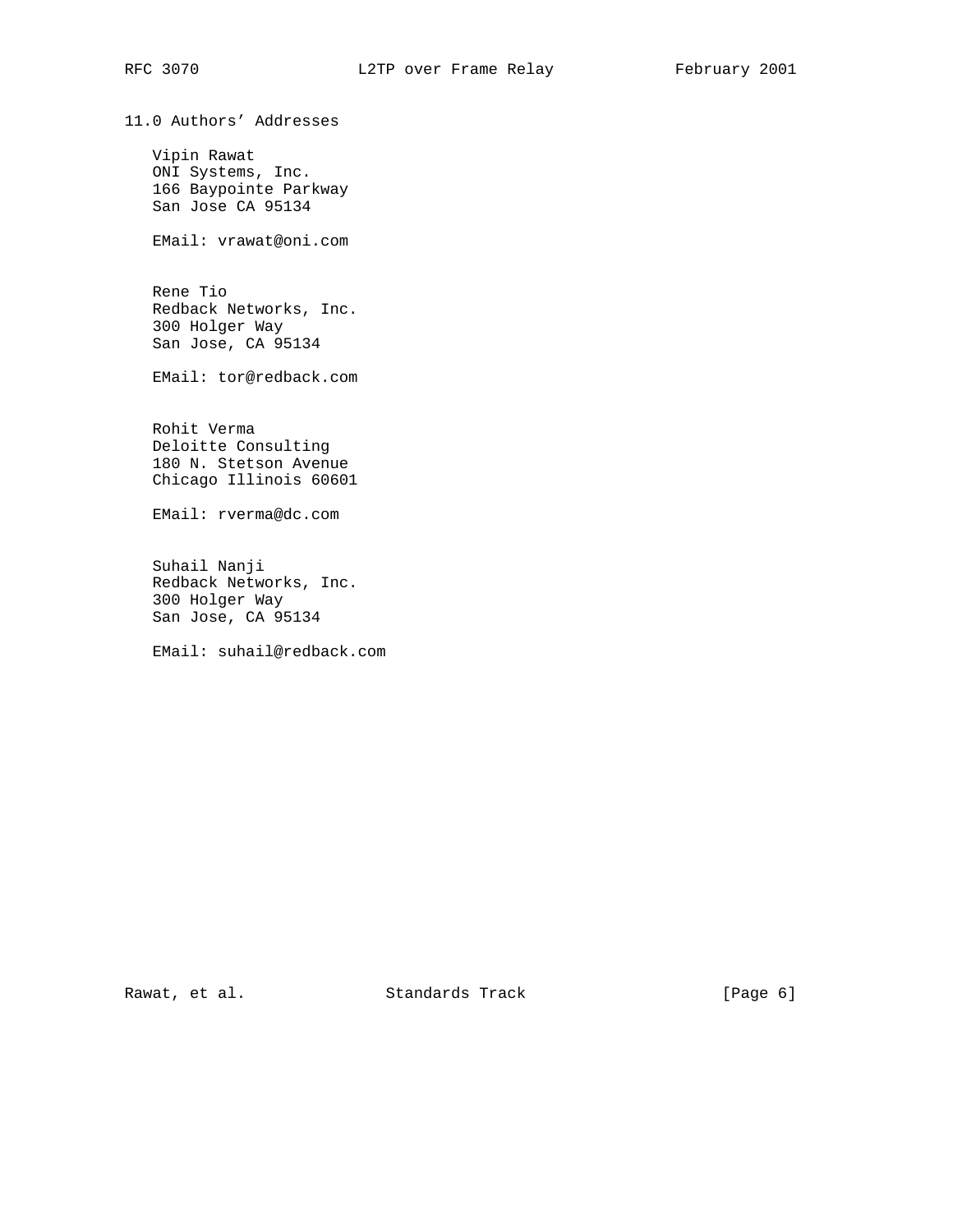## 11.0 Authors' Addresses

Vipin Rawat
ONI Systems, Inc.
166 Baypointe Parkway
San Jose CA 95134

EMail: vrawat@oni.com

Rene Tio
Redback Networks, Inc.
300 Holger Way
San Jose, CA 95134

EMail: tor@redback.com

Rohit Verma
Deloitte Consulting
180 N. Stetson Avenue
Chicago Illinois 60601

EMail: rverma@dc.com

Suhail Nanji
Redback Networks, Inc.
300 Holger Way
San Jose, CA 95134

EMail: suhail@redback.com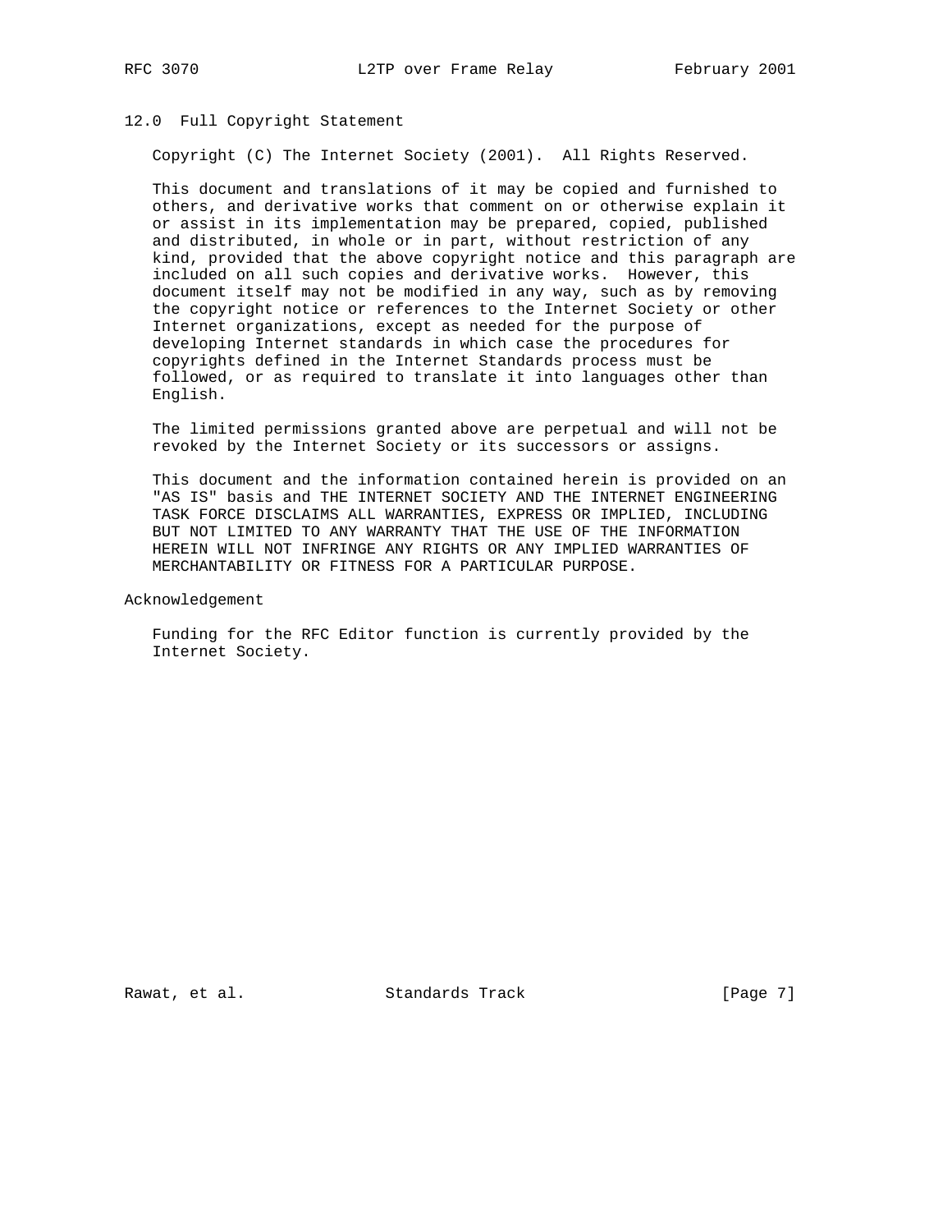## 12.0 Full Copyright Statement

Copyright (C) The Internet Society (2001). All Rights Reserved.

This document and translations of it may be copied and furnished to others, and derivative works that comment on or otherwise explain it or assist in its implementation may be prepared, copied, published and distributed, in whole or in part, without restriction of any kind, provided that the above copyright notice and this paragraph are included on all such copies and derivative works. However, this document itself may not be modified in any way, such as by removing the copyright notice or references to the Internet Society or other Internet organizations, except as needed for the purpose of developing Internet standards in which case the procedures for copyrights defined in the Internet Standards process must be followed, or as required to translate it into languages other than English.

The limited permissions granted above are perpetual and will not be revoked by the Internet Society or its successors or assigns.

This document and the information contained herein is provided on an "AS IS" basis and THE INTERNET SOCIETY AND THE INTERNET ENGINEERING TASK FORCE DISCLAIMS ALL WARRANTIES, EXPRESS OR IMPLIED, INCLUDING BUT NOT LIMITED TO ANY WARRANTY THAT THE USE OF THE INFORMATION HEREIN WILL NOT INFRINGE ANY RIGHTS OR ANY IMPLIED WARRANTIES OF MERCHANTABILITY OR FITNESS FOR A PARTICULAR PURPOSE.

## Acknowledgement

Funding for the RFC Editor function is currently provided by the Internet Society.